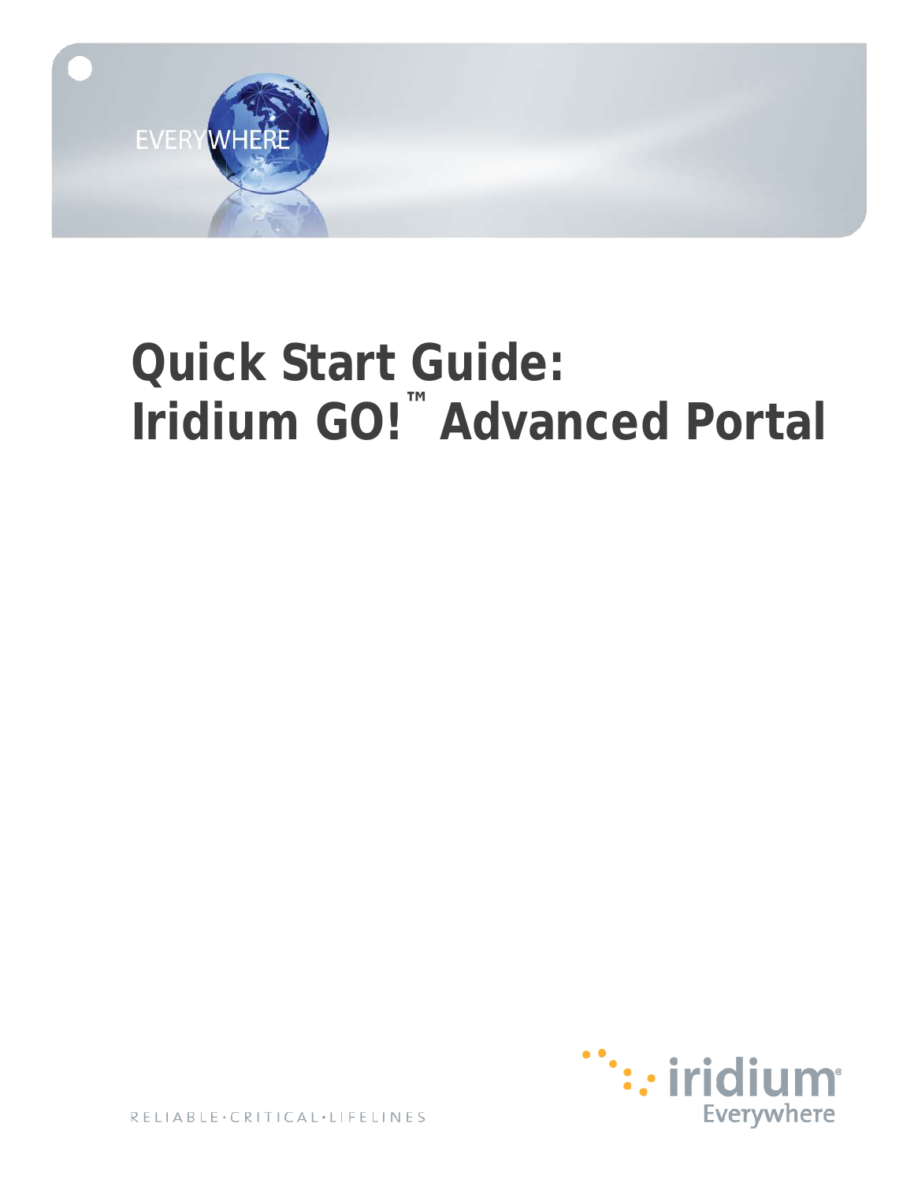EVERYWHERE

# Quick Start Guide: Iridium GO!™ Advanced Portal

RELIABLE·CRITICAL·LIFELINES

iridium® Everywhere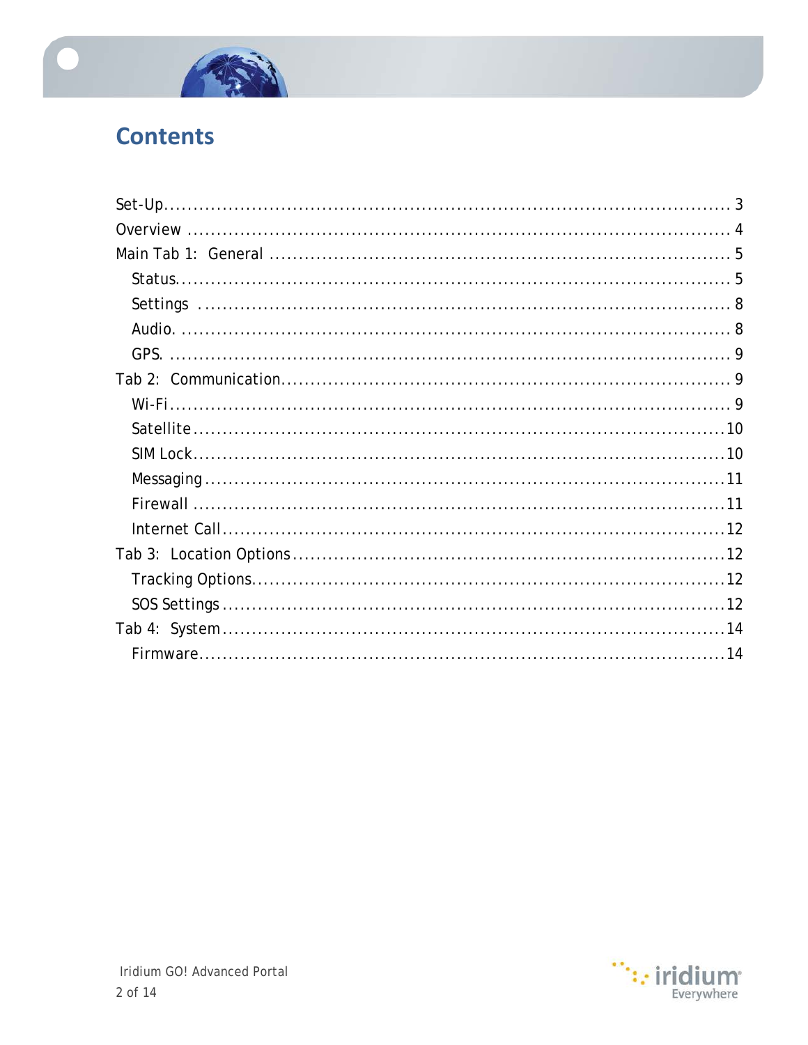# Contents

- Set-Up ........ 3
- Overview ........ 4
- Main Tab 1: General ........ 5
  - Status ........ 5
  - Settings ........ 8
  - Audio ........ 8
  - GPS ........ 9
- Tab 2: Communication ........ 9
  - Wi-Fi ........ 9
  - Satellite ........ 10
  - SIM Lock ........ 10
  - Messaging ........ 11
  - Firewall ........ 11
  - Internet Call ........ 12
- Tab 3: Location Options ........ 12
  - Tracking Options ........ 12
  - SOS Settings ........ 12
- Tab 4: System ........ 14
  - Firmware ........ 14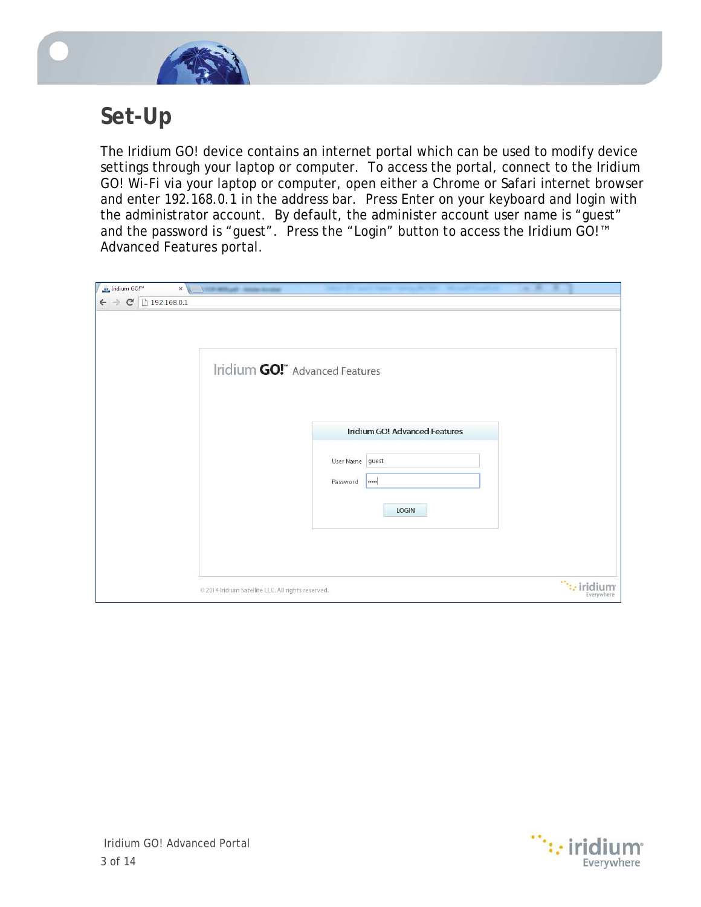# Set-Up

The Iridium GO! device contains an internet portal which can be used to modify device settings through your laptop or computer. To access the portal, connect to the Iridium GO! Wi-Fi via your laptop or computer, open either a Chrome or Safari internet browser and enter 192.168.0.1 in the address bar. Press Enter on your keyboard and login with the administrator account. By default, the administer account user name is “guest” and the password is “guest”. Press the “Login” button to access the Iridium GO!™ Advanced Features portal.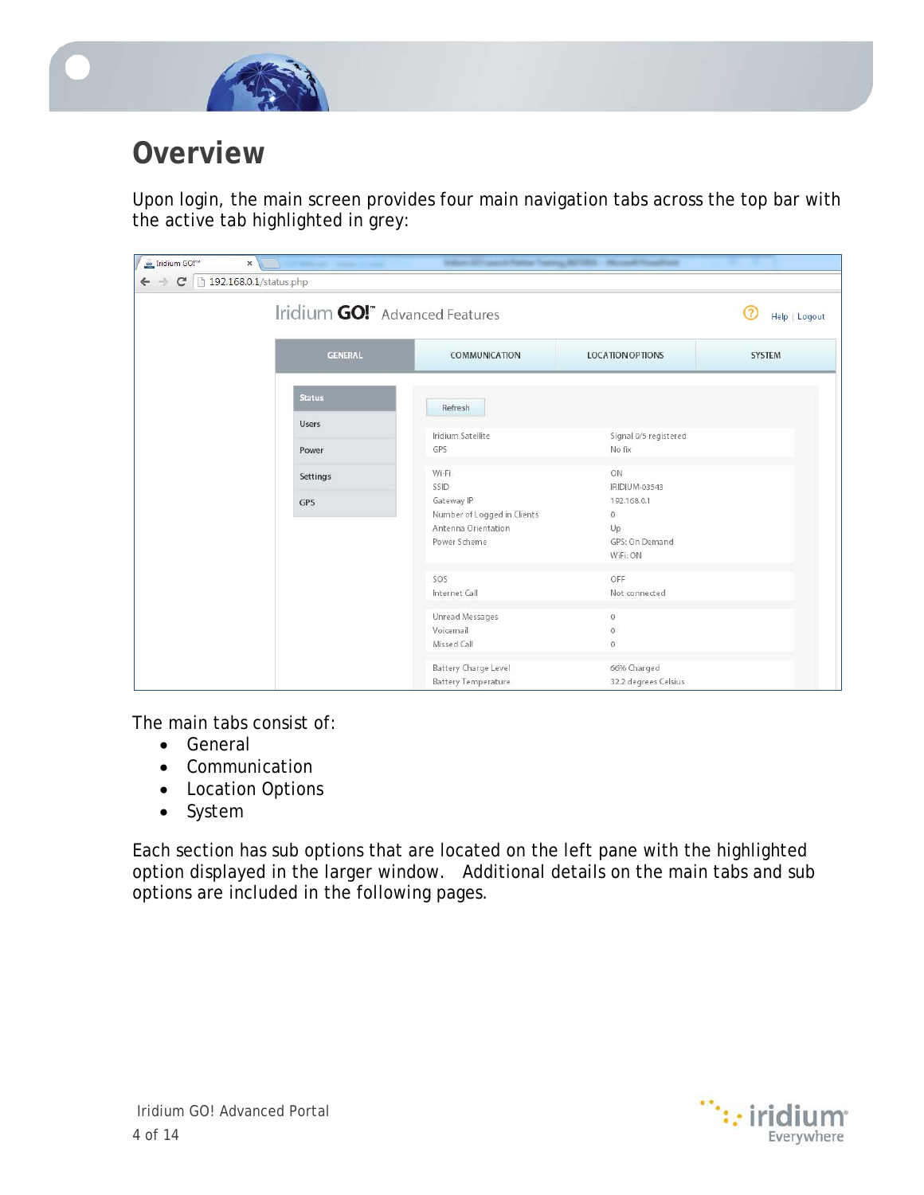# Overview

Upon login, the main screen provides four main navigation tabs across the top bar with the active tab highlighted in grey:

The main tabs consist of:

- General
- Communication
- Location Options
- System

Each section has sub options that are located on the left pane with the highlighted option displayed in the larger window. Additional details on the main tabs and sub options are included in the following pages.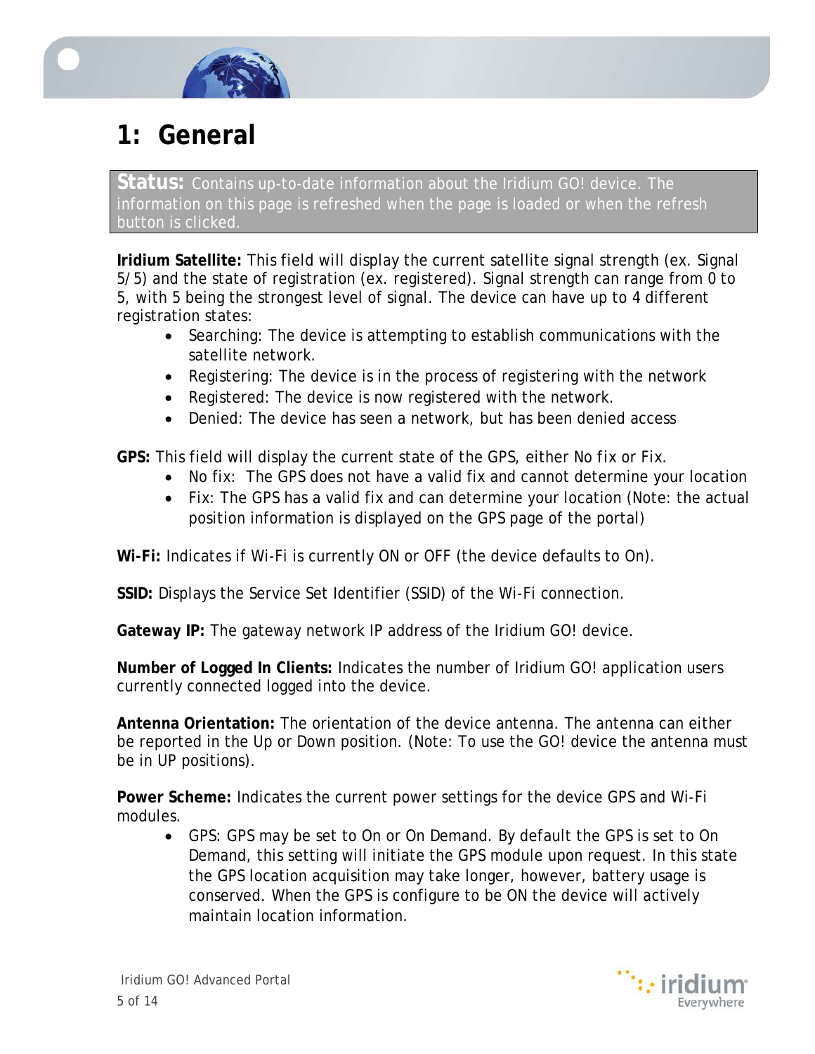# 1: General

**Status:** Contains up-to-date information about the Iridium GO! device. The information on this page is refreshed when the page is loaded or when the refresh button is clicked.

**Iridium Satellite:** This field will display the current satellite signal strength (ex. Signal 5/5) and the state of registration (ex. registered). Signal strength can range from 0 to 5, with 5 being the strongest level of signal. The device can have up to 4 different registration states:

- Searching: The device is attempting to establish communications with the satellite network.
- Registering: The device is in the process of registering with the network
- Registered: The device is now registered with the network.
- Denied: The device has seen a network, but has been denied access

**GPS:** This field will display the current state of the GPS, either No fix or Fix.

- No fix: The GPS does not have a valid fix and cannot determine your location
- Fix: The GPS has a valid fix and can determine your location (Note: the actual position information is displayed on the GPS page of the portal)

**Wi-Fi:** Indicates if Wi-Fi is currently ON or OFF (the device defaults to On).

**SSID:** Displays the Service Set Identifier (SSID) of the Wi-Fi connection.

**Gateway IP:** The gateway network IP address of the Iridium GO! device.

**Number of Logged In Clients:** Indicates the number of Iridium GO! application users currently connected logged into the device.

**Antenna Orientation:** The orientation of the device antenna. The antenna can either be reported in the Up or Down position. (Note: To use the GO! device the antenna must be in UP positions).

**Power Scheme:** Indicates the current power settings for the device GPS and Wi-Fi modules.

- GPS: GPS may be set to On or On Demand. By default the GPS is set to On Demand, this setting will initiate the GPS module upon request. In this state the GPS location acquisition may take longer, however, battery usage is conserved. When the GPS is configure to be ON the device will actively maintain location information.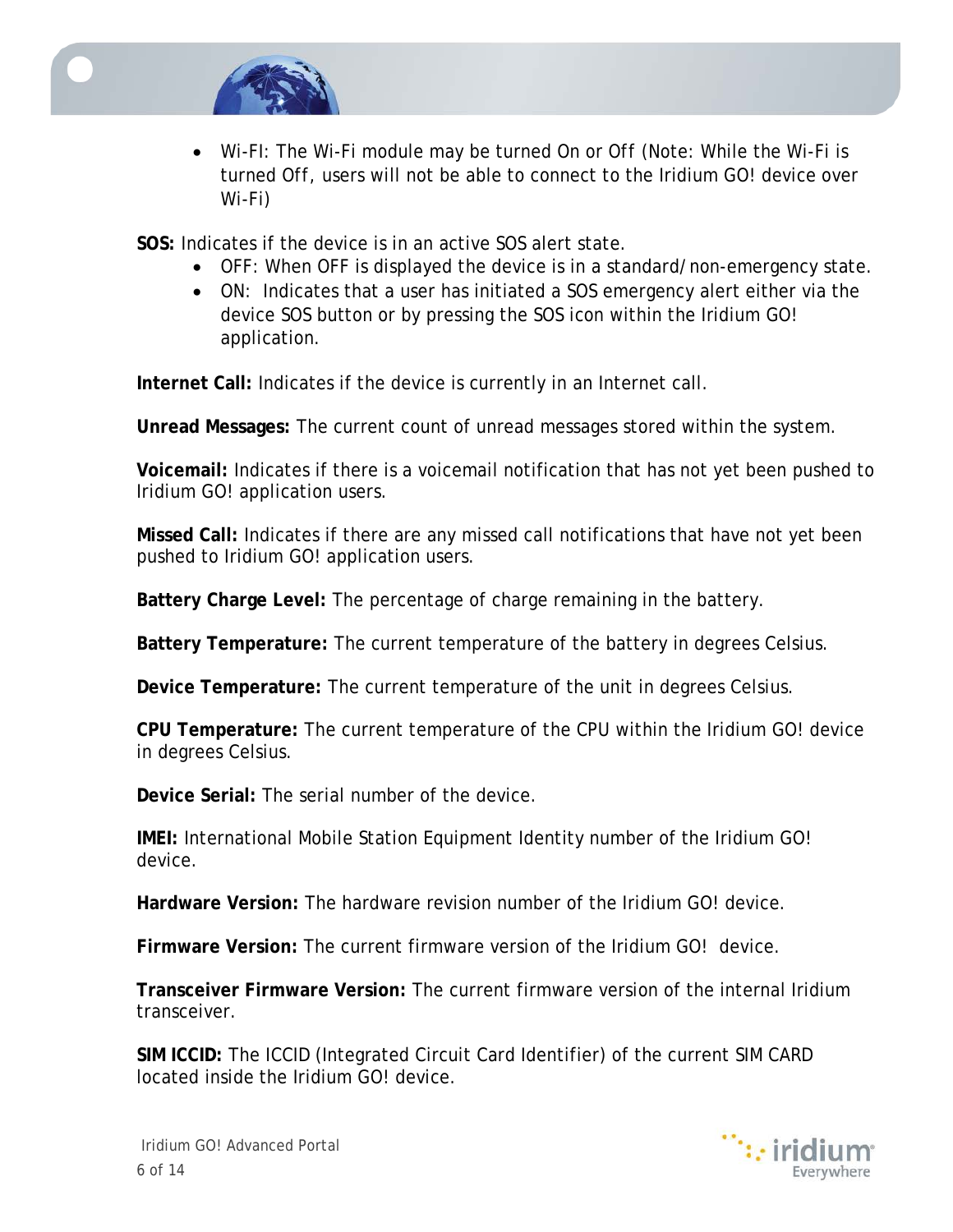- Wi-FI: The Wi-Fi module may be turned On or Off (Note: While the Wi-Fi is turned Off, users will not be able to connect to the Iridium GO! device over Wi-Fi)

**SOS:** Indicates if the device is in an active SOS alert state.

- OFF: When OFF is displayed the device is in a standard/non-emergency state.
- ON: Indicates that a user has initiated a SOS emergency alert either via the device SOS button or by pressing the SOS icon within the Iridium GO! application.

**Internet Call:** Indicates if the device is currently in an Internet call.

**Unread Messages:** The current count of unread messages stored within the system.

**Voicemail:** Indicates if there is a voicemail notification that has not yet been pushed to Iridium GO! application users.

**Missed Call:** Indicates if there are any missed call notifications that have not yet been pushed to Iridium GO! application users.

**Battery Charge Level:** The percentage of charge remaining in the battery.

**Battery Temperature:** The current temperature of the battery in degrees Celsius.

**Device Temperature:** The current temperature of the unit in degrees Celsius.

**CPU Temperature:** The current temperature of the CPU within the Iridium GO! device in degrees Celsius.

**Device Serial:** The serial number of the device.

**IMEI:** International Mobile Station Equipment Identity number of the Iridium GO! device.

**Hardware Version:** The hardware revision number of the Iridium GO! device.

**Firmware Version:** The current firmware version of the Iridium GO! device.

**Transceiver Firmware Version:** The current firmware version of the internal Iridium transceiver.

**SIM ICCID:** The ICCID (Integrated Circuit Card Identifier) of the current SIM CARD located inside the Iridium GO! device.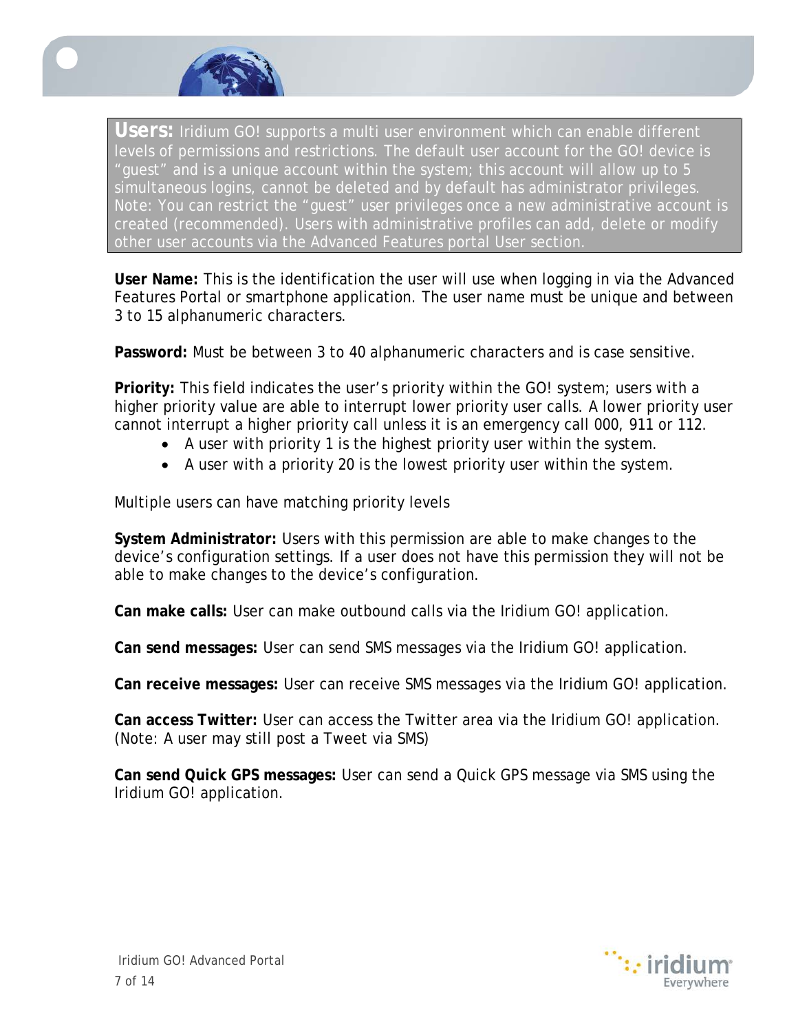**Users:** Iridium GO! supports a multi user environment which can enable different levels of permissions and restrictions. The default user account for the GO! device is "guest" and is a unique account within the system; this account will allow up to 5 simultaneous logins, cannot be deleted and by default has administrator privileges. Note: You can restrict the "guest" user privileges once a new administrative account is created (recommended). Users with administrative profiles can add, delete or modify other user accounts via the Advanced Features portal User section.

**User Name:** This is the identification the user will use when logging in via the Advanced Features Portal or smartphone application. The user name must be unique and between 3 to 15 alphanumeric characters.

**Password:** Must be between 3 to 40 alphanumeric characters and is case sensitive.

**Priority:** This field indicates the user's priority within the GO! system; users with a higher priority value are able to interrupt lower priority user calls. A lower priority user cannot interrupt a higher priority call unless it is an emergency call 000, 911 or 112.

- A user with priority 1 is the highest priority user within the system.
- A user with a priority 20 is the lowest priority user within the system.

Multiple users can have matching priority levels

**System Administrator:** Users with this permission are able to make changes to the device's configuration settings. If a user does not have this permission they will not be able to make changes to the device's configuration.

**Can make calls:** User can make outbound calls via the Iridium GO! application.

**Can send messages:** User can send SMS messages via the Iridium GO! application.

**Can receive messages:** User can receive SMS messages via the Iridium GO! application.

**Can access Twitter:** User can access the Twitter area via the Iridium GO! application. (Note: A user may still post a Tweet via SMS)

**Can send Quick GPS messages:** User can send a Quick GPS message via SMS using the Iridium GO! application.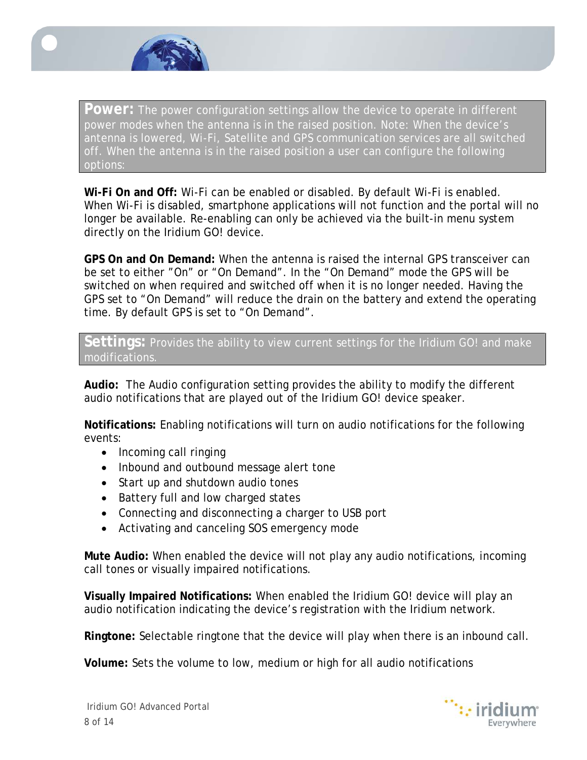**Power:** The power configuration settings allow the device to operate in different power modes when the antenna is in the raised position. Note: When the device's antenna is lowered, Wi-Fi, Satellite and GPS communication services are all switched off. When the antenna is in the raised position a user can configure the following options:

**Wi-Fi On and Off:** Wi-Fi can be enabled or disabled. By default Wi-Fi is enabled. When Wi-Fi is disabled, smartphone applications will not function and the portal will no longer be available. Re-enabling can only be achieved via the built-in menu system directly on the Iridium GO! device.

**GPS On and On Demand:** When the antenna is raised the internal GPS transceiver can be set to either "On" or "On Demand". In the "On Demand" mode the GPS will be switched on when required and switched off when it is no longer needed. Having the GPS set to "On Demand" will reduce the drain on the battery and extend the operating time. By default GPS is set to "On Demand".

**Settings:** Provides the ability to view current settings for the Iridium GO! and make modifications.

**Audio:** The Audio configuration setting provides the ability to modify the different audio notifications that are played out of the Iridium GO! device speaker.

**Notifications:** Enabling notifications will turn on audio notifications for the following events:

- Incoming call ringing
- Inbound and outbound message alert tone
- Start up and shutdown audio tones
- Battery full and low charged states
- Connecting and disconnecting a charger to USB port
- Activating and canceling SOS emergency mode

**Mute Audio:** When enabled the device will not play any audio notifications, incoming call tones or visually impaired notifications.

**Visually Impaired Notifications:** When enabled the Iridium GO! device will play an audio notification indicating the device's registration with the Iridium network.

**Ringtone:** Selectable ringtone that the device will play when there is an inbound call.

**Volume:** Sets the volume to low, medium or high for all audio notifications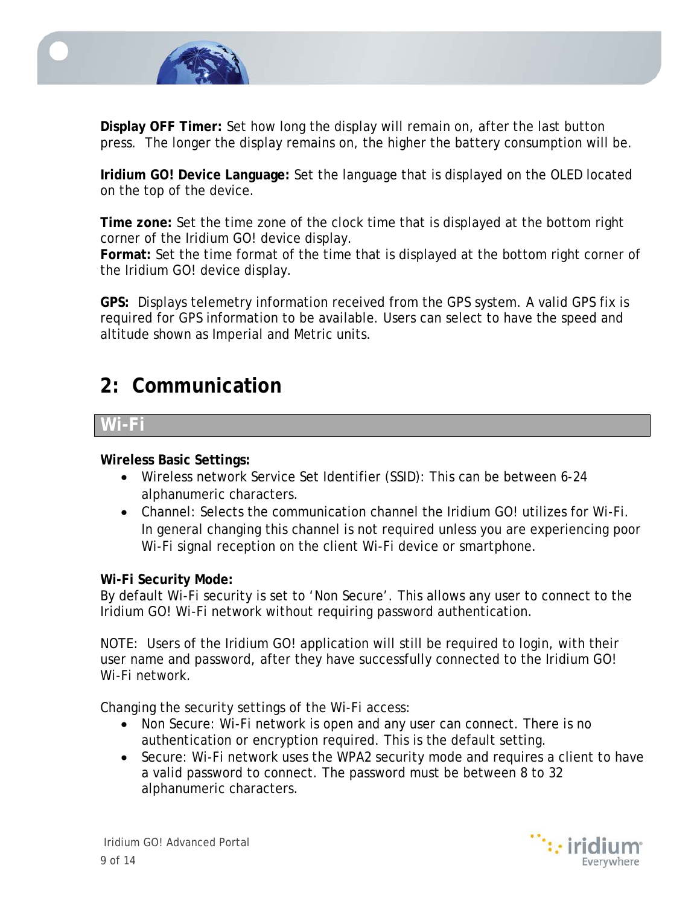**Display OFF Timer:** Set how long the display will remain on, after the last button press. The longer the display remains on, the higher the battery consumption will be.

**Iridium GO! Device Language:** Set the language that is displayed on the OLED located on the top of the device.

**Time zone:** Set the time zone of the clock time that is displayed at the bottom right corner of the Iridium GO! device display.
**Format:** Set the time format of the time that is displayed at the bottom right corner of the Iridium GO! device display.

**GPS:** Displays telemetry information received from the GPS system. A valid GPS fix is required for GPS information to be available. Users can select to have the speed and altitude shown as Imperial and Metric units.

# 2: Communication

## Wi-Fi

**Wireless Basic Settings:**

- Wireless network Service Set Identifier (SSID): This can be between 6-24 alphanumeric characters.
- Channel: Selects the communication channel the Iridium GO! utilizes for Wi-Fi. In general changing this channel is not required unless you are experiencing poor Wi-Fi signal reception on the client Wi-Fi device or smartphone.

**Wi-Fi Security Mode:**
By default Wi-Fi security is set to 'Non Secure'. This allows any user to connect to the Iridium GO! Wi-Fi network without requiring password authentication.

NOTE: Users of the Iridium GO! application will still be required to login, with their user name and password, after they have successfully connected to the Iridium GO! Wi-Fi network.

Changing the security settings of the Wi-Fi access:

- Non Secure: Wi-Fi network is open and any user can connect. There is no authentication or encryption required. This is the default setting.
- Secure: Wi-Fi network uses the WPA2 security mode and requires a client to have a valid password to connect. The password must be between 8 to 32 alphanumeric characters.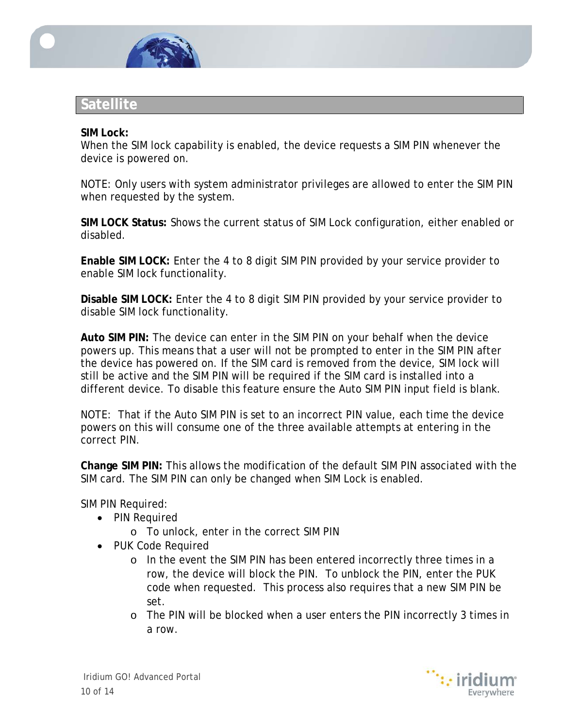## Satellite

**SIM Lock:**
When the SIM lock capability is enabled, the device requests a SIM PIN whenever the device is powered on.

NOTE: Only users with system administrator privileges are allowed to enter the SIM PIN when requested by the system.

**SIM LOCK Status:** Shows the current status of SIM Lock configuration, either enabled or disabled.

**Enable SIM LOCK:** Enter the 4 to 8 digit SIM PIN provided by your service provider to enable SIM lock functionality.

**Disable SIM LOCK:** Enter the 4 to 8 digit SIM PIN provided by your service provider to disable SIM lock functionality.

**Auto SIM PIN:** The device can enter in the SIM PIN on your behalf when the device powers up. This means that a user will not be prompted to enter in the SIM PIN after the device has powered on. If the SIM card is removed from the device, SIM lock will still be active and the SIM PIN will be required if the SIM card is installed into a different device. To disable this feature ensure the Auto SIM PIN input field is blank.

NOTE: That if the Auto SIM PIN is set to an incorrect PIN value, each time the device powers on this will consume one of the three available attempts at entering in the correct PIN.

**Change SIM PIN:** This allows the modification of the default SIM PIN associated with the SIM card. The SIM PIN can only be changed when SIM Lock is enabled.

SIM PIN Required:

- PIN Required
  - To unlock, enter in the correct SIM PIN
- PUK Code Required
  - In the event the SIM PIN has been entered incorrectly three times in a row, the device will block the PIN. To unblock the PIN, enter the PUK code when requested. This process also requires that a new SIM PIN be set.
  - The PIN will be blocked when a user enters the PIN incorrectly 3 times in a row.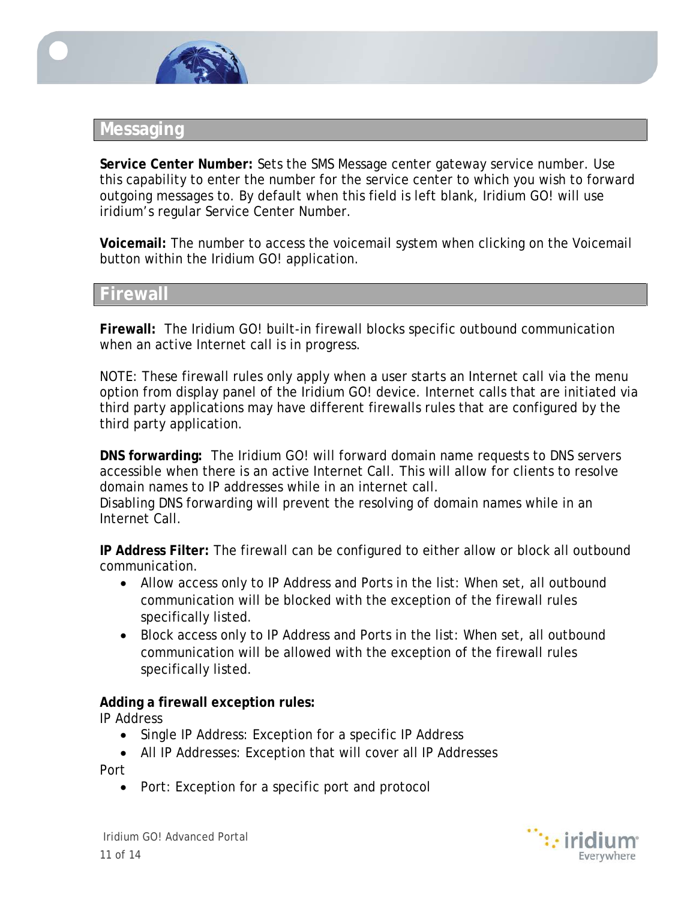## Messaging

**Service Center Number:** Sets the SMS Message center gateway service number. Use this capability to enter the number for the service center to which you wish to forward outgoing messages to. By default when this field is left blank, Iridium GO! will use iridium's regular Service Center Number.

**Voicemail:** The number to access the voicemail system when clicking on the Voicemail button within the Iridium GO! application.

## Firewall

**Firewall:** The Iridium GO! built-in firewall blocks specific outbound communication when an active Internet call is in progress.

NOTE: These firewall rules only apply when a user starts an Internet call via the menu option from display panel of the Iridium GO! device. Internet calls that are initiated via third party applications may have different firewalls rules that are configured by the third party application.

**DNS forwarding:** The Iridium GO! will forward domain name requests to DNS servers accessible when there is an active Internet Call. This will allow for clients to resolve domain names to IP addresses while in an internet call.
Disabling DNS forwarding will prevent the resolving of domain names while in an Internet Call.

**IP Address Filter:** The firewall can be configured to either allow or block all outbound communication.

- Allow access only to IP Address and Ports in the list: When set, all outbound communication will be blocked with the exception of the firewall rules specifically listed.
- Block access only to IP Address and Ports in the list: When set, all outbound communication will be allowed with the exception of the firewall rules specifically listed.

**Adding a firewall exception rules:**
IP Address

- Single IP Address: Exception for a specific IP Address
- All IP Addresses: Exception that will cover all IP Addresses

Port

- Port: Exception for a specific port and protocol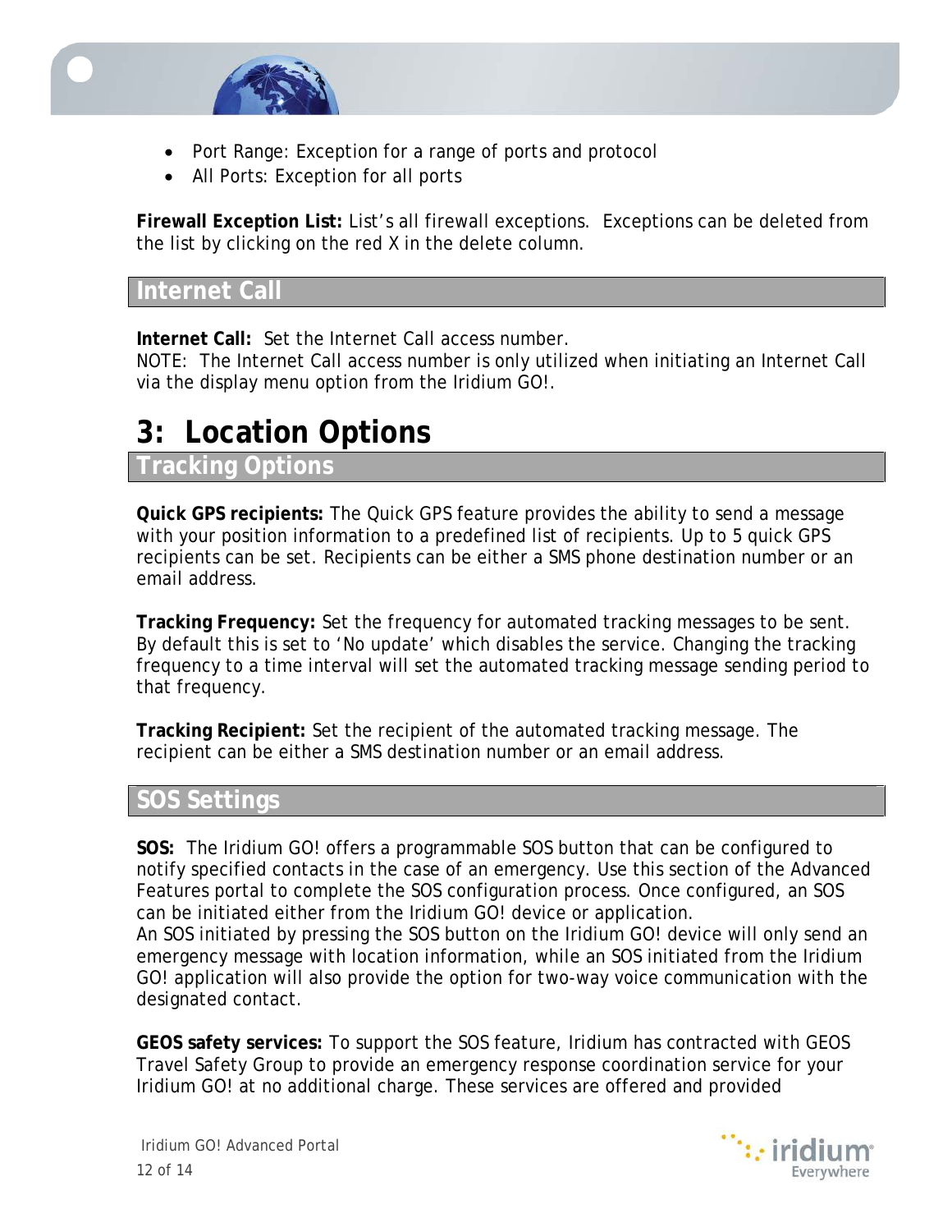- Port Range: Exception for a range of ports and protocol
- All Ports: Exception for all ports

**Firewall Exception List:** List's all firewall exceptions.  Exceptions can be deleted from the list by clicking on the red X in the delete column.

### Internet Call

**Internet Call:**  Set the Internet Call access number.
NOTE:  The Internet Call access number is only utilized when initiating an Internet Call via the display menu option from the Iridium GO!.

# 3:  Location Options

### Tracking Options

**Quick GPS recipients:** The Quick GPS feature provides the ability to send a message with your position information to a predefined list of recipients. Up to 5 quick GPS recipients can be set. Recipients can be either a SMS phone destination number or an email address.

**Tracking Frequency:** Set the frequency for automated tracking messages to be sent. By default this is set to 'No update' which disables the service. Changing the tracking frequency to a time interval will set the automated tracking message sending period to that frequency.

**Tracking Recipient:** Set the recipient of the automated tracking message. The recipient can be either a SMS destination number or an email address.

### SOS Settings

**SOS:**  The Iridium GO! offers a programmable SOS button that can be configured to notify specified contacts in the case of an emergency. Use this section of the Advanced Features portal to complete the SOS configuration process. Once configured, an SOS can be initiated either from the Iridium GO! device or application.
An SOS initiated by pressing the SOS button on the Iridium GO! device will only send an emergency message with location information, while an SOS initiated from the Iridium GO! application will also provide the option for two-way voice communication with the designated contact.

**GEOS safety services:** To support the SOS feature, Iridium has contracted with GEOS Travel Safety Group to provide an emergency response coordination service for your Iridium GO! at no additional charge. These services are offered and provided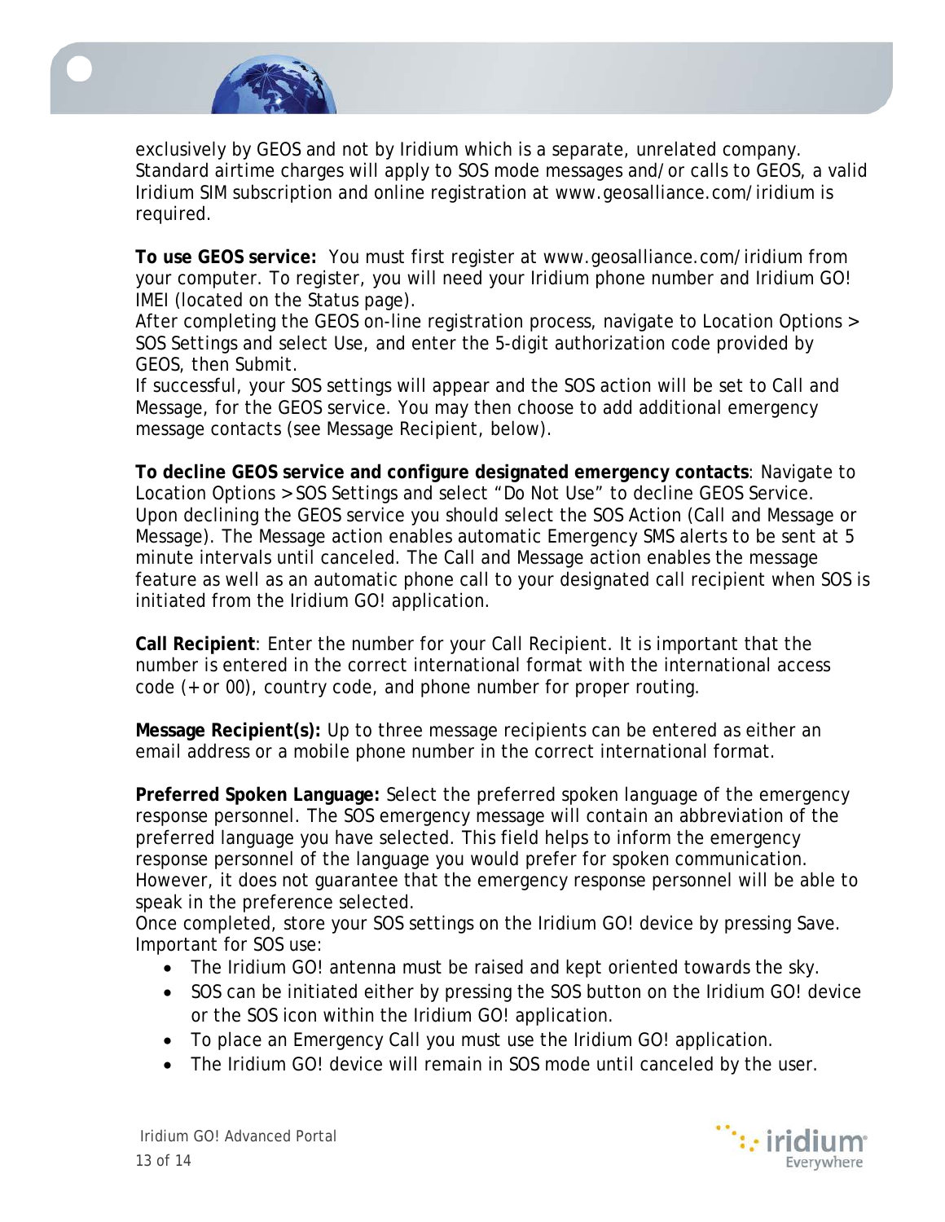exclusively by GEOS and not by Iridium which is a separate, unrelated company. Standard airtime charges will apply to SOS mode messages and/or calls to GEOS, a valid Iridium SIM subscription and online registration at www.geosalliance.com/iridium is required.

**To use GEOS service:** You must first register at www.geosalliance.com/iridium from your computer. To register, you will need your Iridium phone number and Iridium GO! IMEI (located on the Status page).
After completing the GEOS on-line registration process, navigate to Location Options > SOS Settings and select Use, and enter the 5-digit authorization code provided by GEOS, then Submit.
If successful, your SOS settings will appear and the SOS action will be set to Call and Message, for the GEOS service. You may then choose to add additional emergency message contacts (see Message Recipient, below).

**To decline GEOS service and configure designated emergency contacts**: Navigate to Location Options > SOS Settings and select "Do Not Use" to decline GEOS Service. Upon declining the GEOS service you should select the SOS Action (Call and Message or Message). The Message action enables automatic Emergency SMS alerts to be sent at 5 minute intervals until canceled. The Call and Message action enables the message feature as well as an automatic phone call to your designated call recipient when SOS is initiated from the Iridium GO! application.

**Call Recipient**: Enter the number for your Call Recipient. It is important that the number is entered in the correct international format with the international access code (+ or 00), country code, and phone number for proper routing.

**Message Recipient(s):** Up to three message recipients can be entered as either an email address or a mobile phone number in the correct international format.

**Preferred Spoken Language:** Select the preferred spoken language of the emergency response personnel. The SOS emergency message will contain an abbreviation of the preferred language you have selected. This field helps to inform the emergency response personnel of the language you would prefer for spoken communication. However, it does not guarantee that the emergency response personnel will be able to speak in the preference selected.
Once completed, store your SOS settings on the Iridium GO! device by pressing Save.
Important for SOS use:

- The Iridium GO! antenna must be raised and kept oriented towards the sky.
- SOS can be initiated either by pressing the SOS button on the Iridium GO! device or the SOS icon within the Iridium GO! application.
- To place an Emergency Call you must use the Iridium GO! application.
- The Iridium GO! device will remain in SOS mode until canceled by the user.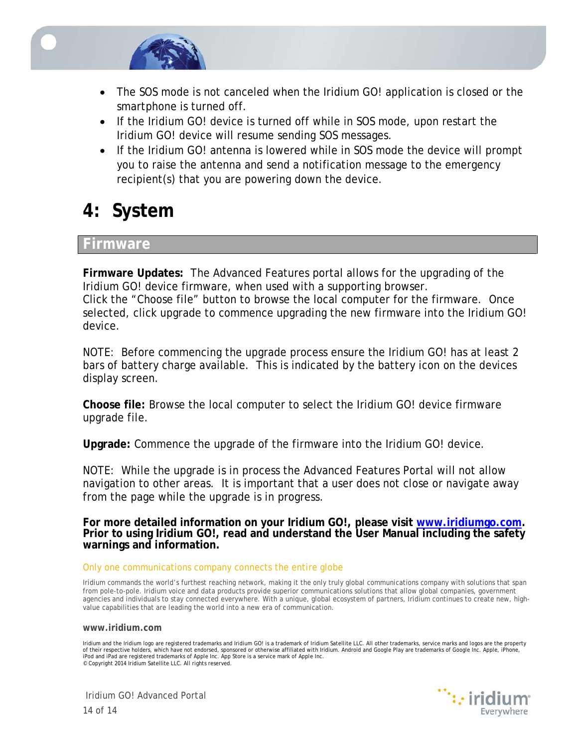- The SOS mode is not canceled when the Iridium GO! application is closed or the smartphone is turned off.
- If the Iridium GO! device is turned off while in SOS mode, upon restart the Iridium GO! device will resume sending SOS messages.
- If the Iridium GO! antenna is lowered while in SOS mode the device will prompt you to raise the antenna and send a notification message to the emergency recipient(s) that you are powering down the device.

# 4: System

## Firmware

**Firmware Updates:** The Advanced Features portal allows for the upgrading of the Iridium GO! device firmware, when used with a supporting browser.
Click the “Choose file” button to browse the local computer for the firmware. Once selected, click upgrade to commence upgrading the new firmware into the Iridium GO! device.

NOTE: Before commencing the upgrade process ensure the Iridium GO! has at least 2 bars of battery charge available. This is indicated by the battery icon on the devices display screen.

**Choose file:** Browse the local computer to select the Iridium GO! device firmware upgrade file.

**Upgrade:** Commence the upgrade of the firmware into the Iridium GO! device.

NOTE: While the upgrade is in process the Advanced Features Portal will not allow navigation to other areas. It is important that a user does not close or navigate away from the page while the upgrade is in progress.

**For more detailed information on your Iridium GO!, please visit [www.iridiumgo.com](http://www.iridiumgo.com). Prior to using Iridium GO!, read and understand the User Manual including the safety warnings and information.**

Only one communications company connects the entire globe

Iridium commands the world’s furthest reaching network, making it the only truly global communications company with solutions that span from pole-to-pole. Iridium voice and data products provide superior communications solutions that allow global companies, government agencies and individuals to stay connected everywhere. With a unique, global ecosystem of partners, Iridium continues to create new, high-value capabilities that are leading the world into a new era of communication.

**www.iridium.com**

Iridium and the Iridium logo are registered trademarks and Iridium GO! is a trademark of Iridium Satellite LLC. All other trademarks, service marks and logos are the property of their respective holders, which have not endorsed, sponsored or otherwise affiliated with Iridium. Android and Google Play are trademarks of Google Inc. Apple, iPhone, iPod and iPad are registered trademarks of Apple Inc. App Store is a service mark of Apple Inc.
© Copyright 2014 Iridium Satellite LLC. All rights reserved.